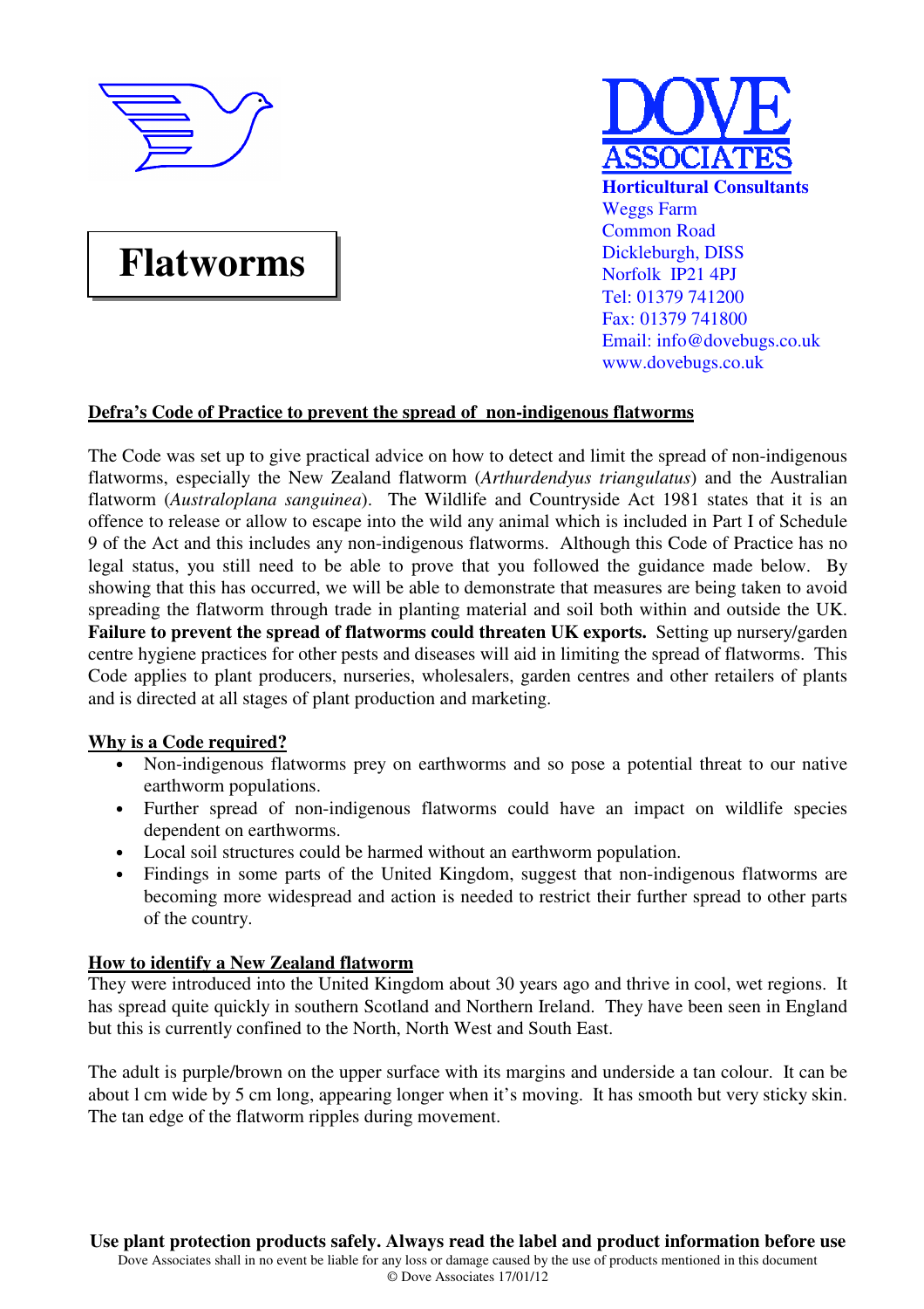# Flatworms

**DOVE ASSOCIATES**
**Horticultural Consultants**
Weggs Farm
Common Road
Dickleburgh, DISS
Norfolk IP21 4PJ
Tel: 01379 741200
Fax: 01379 741800
Email: info@dovebugs.co.uk
www.dovebugs.co.uk

## Defra's Code of Practice to prevent the spread of non-indigenous flatworms

The Code was set up to give practical advice on how to detect and limit the spread of non-indigenous flatworms, especially the New Zealand flatworm (*Arthurdendyus triangulatus*) and the Australian flatworm (*Australoplana sanguinea*). The Wildlife and Countryside Act 1981 states that it is an offence to release or allow to escape into the wild any animal which is included in Part I of Schedule 9 of the Act and this includes any non-indigenous flatworms. Although this Code of Practice has no legal status, you still need to be able to prove that you followed the guidance made below. By showing that this has occurred, we will be able to demonstrate that measures are being taken to avoid spreading the flatworm through trade in planting material and soil both within and outside the UK. **Failure to prevent the spread of flatworms could threaten UK exports.** Setting up nursery/garden centre hygiene practices for other pests and diseases will aid in limiting the spread of flatworms. This Code applies to plant producers, nurseries, wholesalers, garden centres and other retailers of plants and is directed at all stages of plant production and marketing.

## Why is a Code required?

- Non-indigenous flatworms prey on earthworms and so pose a potential threat to our native earthworm populations.
- Further spread of non-indigenous flatworms could have an impact on wildlife species dependent on earthworms.
- Local soil structures could be harmed without an earthworm population.
- Findings in some parts of the United Kingdom, suggest that non-indigenous flatworms are becoming more widespread and action is needed to restrict their further spread to other parts of the country.

## How to identify a New Zealand flatworm

They were introduced into the United Kingdom about 30 years ago and thrive in cool, wet regions. It has spread quite quickly in southern Scotland and Northern Ireland. They have been seen in England but this is currently confined to the North, North West and South East.

The adult is purple/brown on the upper surface with its margins and underside a tan colour. It can be about l cm wide by 5 cm long, appearing longer when it's moving. It has smooth but very sticky skin. The tan edge of the flatworm ripples during movement.

**Use plant protection products safely. Always read the label and product information before use**

Dove Associates shall in no event be liable for any loss or damage caused by the use of products mentioned in this document
© Dove Associates 17/01/12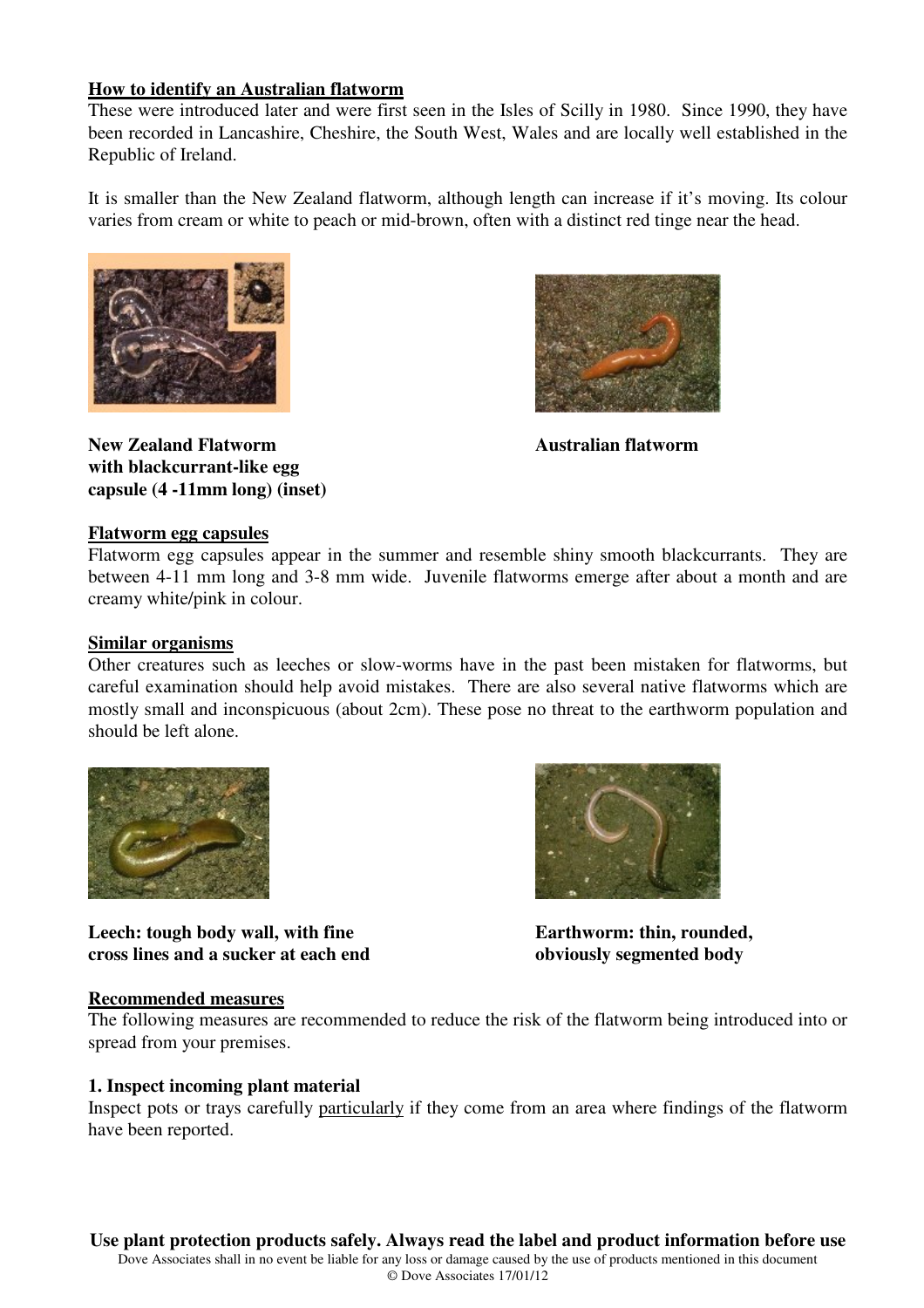**<u>How to identify an Australian flatworm</u>**

These were introduced later and were first seen in the Isles of Scilly in 1980. Since 1990, they have been recorded in Lancashire, Cheshire, the South West, Wales and are locally well established in the Republic of Ireland.

It is smaller than the New Zealand flatworm, although length can increase if it's moving. Its colour varies from cream or white to peach or mid-brown, often with a distinct red tinge near the head.

**New Zealand Flatworm with blackcurrant-like egg capsule (4 -11mm long) (inset)**

**Australian flatworm**

**<u>Flatworm egg capsules</u>**

Flatworm egg capsules appear in the summer and resemble shiny smooth blackcurrants. They are between 4-11 mm long and 3-8 mm wide. Juvenile flatworms emerge after about a month and are creamy white/pink in colour.

**<u>Similar organisms</u>**

Other creatures such as leeches or slow-worms have in the past been mistaken for flatworms, but careful examination should help avoid mistakes. There are also several native flatworms which are mostly small and inconspicuous (about 2cm). These pose no threat to the earthworm population and should be left alone.

**Leech: tough body wall, with fine cross lines and a sucker at each end**

**Earthworm: thin, rounded, obviously segmented body**

**<u>Recommended measures</u>**

The following measures are recommended to reduce the risk of the flatworm being introduced into or spread from your premises.

**1. Inspect incoming plant material**

Inspect pots or trays carefully <u>particularly</u> if they come from an area where findings of the flatworm have been reported.

**Use plant protection products safely. Always read the label and product information before use**

Dove Associates shall in no event be liable for any loss or damage caused by the use of products mentioned in this document

© Dove Associates 17/01/12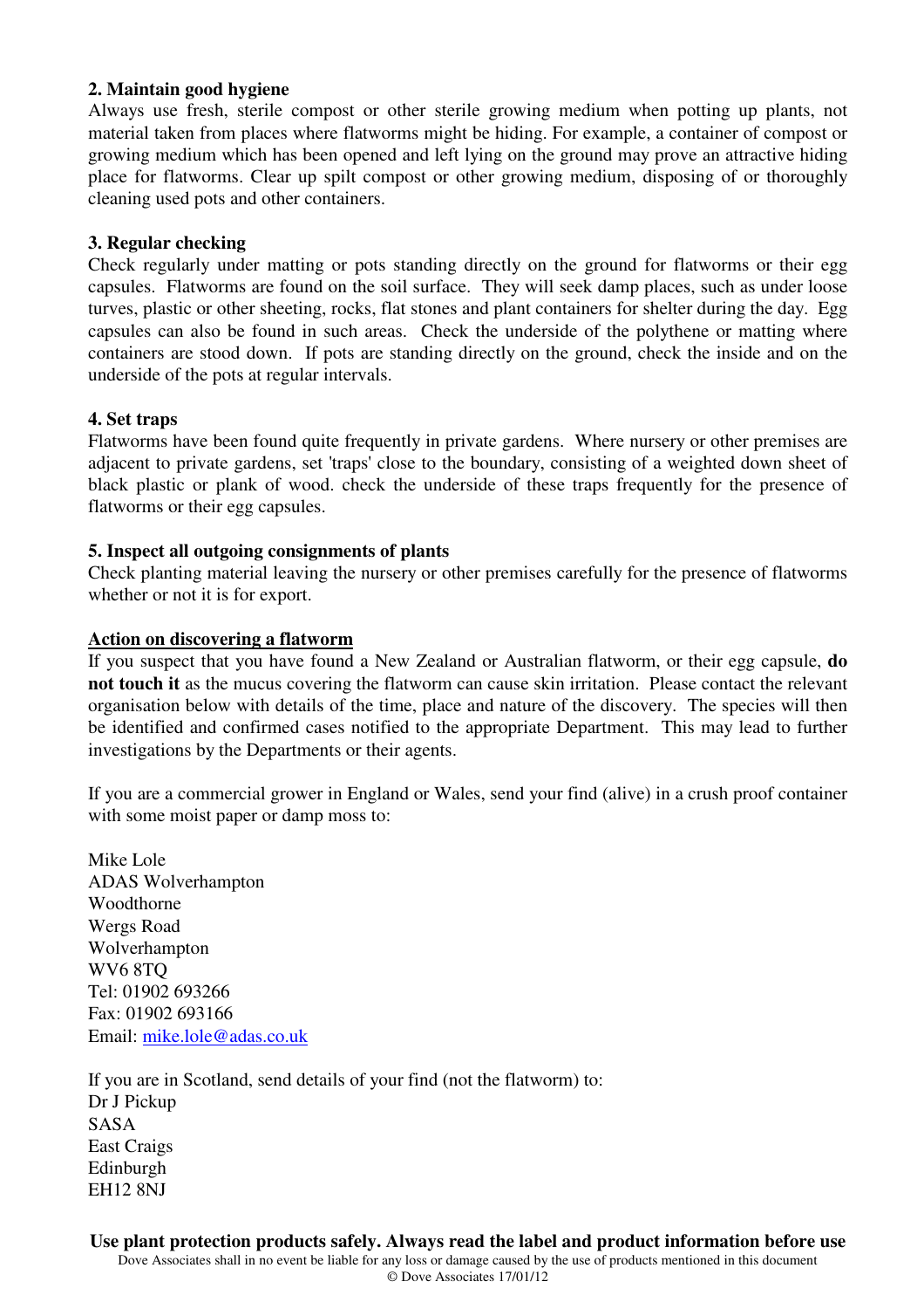**2. Maintain good hygiene**

Always use fresh, sterile compost or other sterile growing medium when potting up plants, not material taken from places where flatworms might be hiding. For example, a container of compost or growing medium which has been opened and left lying on the ground may prove an attractive hiding place for flatworms. Clear up spilt compost or other growing medium, disposing of or thoroughly cleaning used pots and other containers.

**3. Regular checking**

Check regularly under matting or pots standing directly on the ground for flatworms or their egg capsules. Flatworms are found on the soil surface. They will seek damp places, such as under loose turves, plastic or other sheeting, rocks, flat stones and plant containers for shelter during the day. Egg capsules can also be found in such areas. Check the underside of the polythene or matting where containers are stood down. If pots are standing directly on the ground, check the inside and on the underside of the pots at regular intervals.

**4. Set traps**

Flatworms have been found quite frequently in private gardens. Where nursery or other premises are adjacent to private gardens, set 'traps' close to the boundary, consisting of a weighted down sheet of black plastic or plank of wood. check the underside of these traps frequently for the presence of flatworms or their egg capsules.

**5. Inspect all outgoing consignments of plants**

Check planting material leaving the nursery or other premises carefully for the presence of flatworms whether or not it is for export.

**Action on discovering a flatworm**

If you suspect that you have found a New Zealand or Australian flatworm, or their egg capsule, **do not touch it** as the mucus covering the flatworm can cause skin irritation. Please contact the relevant organisation below with details of the time, place and nature of the discovery. The species will then be identified and confirmed cases notified to the appropriate Department. This may lead to further investigations by the Departments or their agents.

If you are a commercial grower in England or Wales, send your find (alive) in a crush proof container with some moist paper or damp moss to:

Mike Lole
ADAS Wolverhampton
Woodthorne
Wergs Road
Wolverhampton
WV6 8TQ
Tel: 01902 693266
Fax: 01902 693166
Email: mike.lole@adas.co.uk

If you are in Scotland, send details of your find (not the flatworm) to:
Dr J Pickup
SASA
East Craigs
Edinburgh
EH12 8NJ

**Use plant protection products safely. Always read the label and product information before use**

Dove Associates shall in no event be liable for any loss or damage caused by the use of products mentioned in this document

© Dove Associates 17/01/12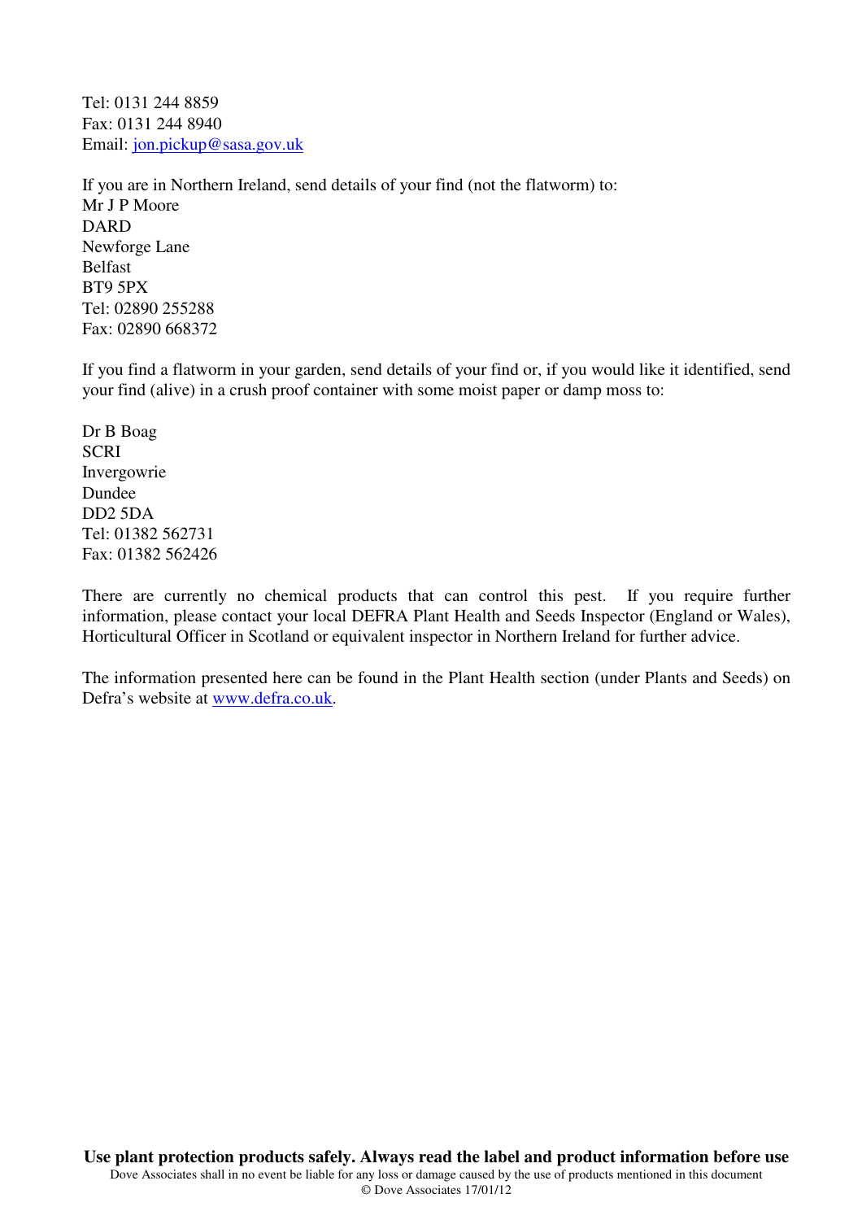Tel: 0131 244 8859
Fax: 0131 244 8940
Email: jon.pickup@sasa.gov.uk

If you are in Northern Ireland, send details of your find (not the flatworm) to:
Mr J P Moore
DARD
Newforge Lane
Belfast
BT9 5PX
Tel: 02890 255288
Fax: 02890 668372

If you find a flatworm in your garden, send details of your find or, if you would like it identified, send your find (alive) in a crush proof container with some moist paper or damp moss to:

Dr B Boag
SCRI
Invergowrie
Dundee
DD2 5DA
Tel: 01382 562731
Fax: 01382 562426

There are currently no chemical products that can control this pest. If you require further information, please contact your local DEFRA Plant Health and Seeds Inspector (England or Wales), Horticultural Officer in Scotland or equivalent inspector in Northern Ireland for further advice.

The information presented here can be found in the Plant Health section (under Plants and Seeds) on Defra's website at www.defra.co.uk.

**Use plant protection products safely. Always read the label and product information before use**

Dove Associates shall in no event be liable for any loss or damage caused by the use of products mentioned in this document

© Dove Associates 17/01/12